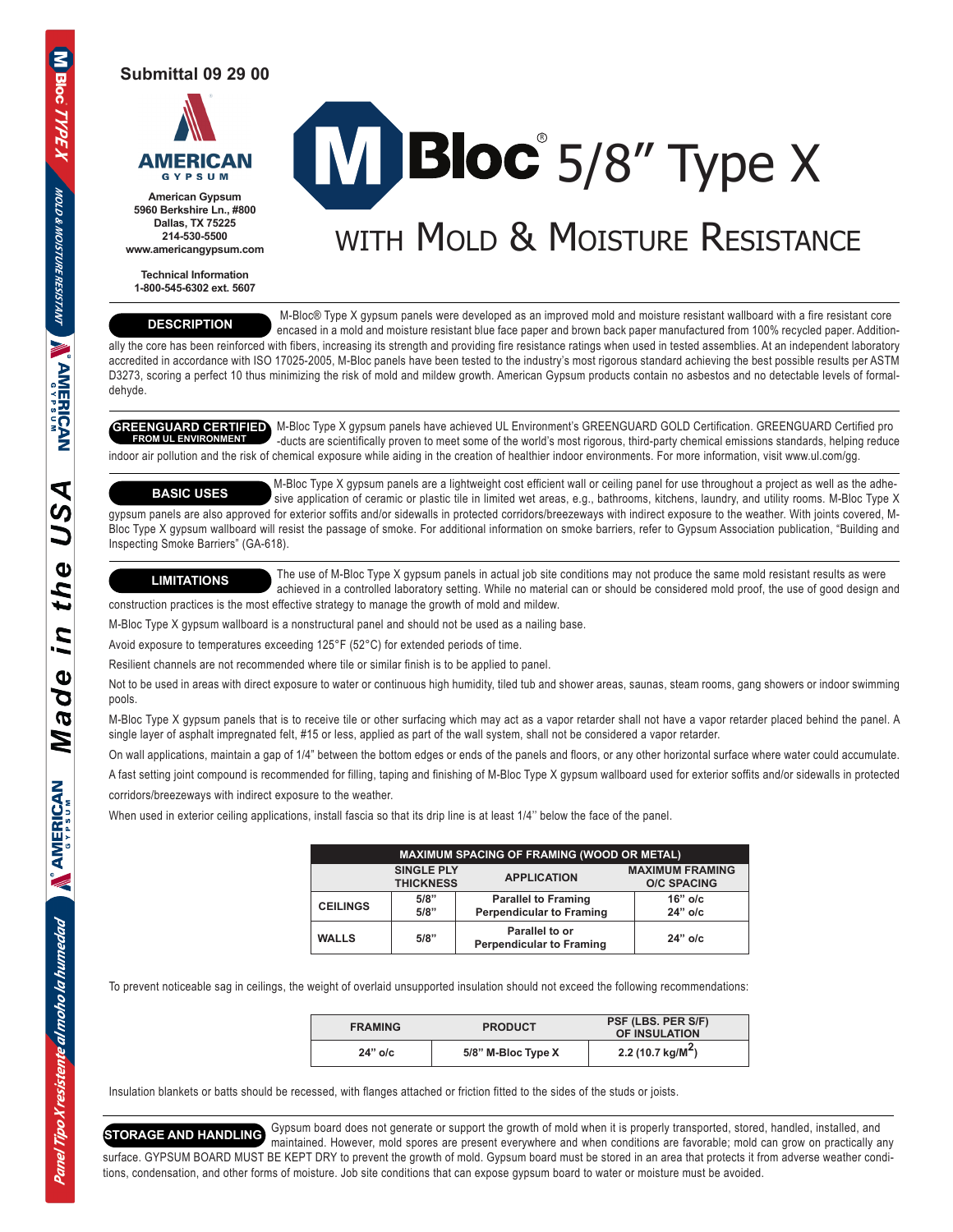**Submittal 09 29 00**

AMERICAN GYPSUM

**American Gypsum**
**5960 Berkshire Ln., #800**
**Dallas, TX 75225**
**214-530-5500**
**www.americangypsum.com**

**Technical Information**
**1-800-545-6302 ext. 5607**

# M Bloc® 5/8" Type X

## WITH MOLD & MOISTURE RESISTANCE

**DESCRIPTION**

M-Bloc® Type X gypsum panels were developed as an improved mold and moisture resistant wallboard with a fire resistant core encased in a mold and moisture resistant blue face paper and brown back paper manufactured from 100% recycled paper. Additionally the core has been reinforced with fibers, increasing its strength and providing fire resistance ratings when used in tested assemblies. At an independent laboratory accredited in accordance with ISO 17025-2005, M-Bloc panels have been tested to the industry's most rigorous standard achieving the best possible results per ASTM D3273, scoring a perfect 10 thus minimizing the risk of mold and mildew growth. American Gypsum products contain no asbestos and no detectable levels of formaldehyde.

**GREENGUARD CERTIFIED FROM UL ENVIRONMENT**

M-Bloc Type X gypsum panels have achieved UL Environment's GREENGUARD GOLD Certification. GREENGUARD Certified products are scientifically proven to meet some of the world's most rigorous, third-party chemical emissions standards, helping reduce indoor air pollution and the risk of chemical exposure while aiding in the creation of healthier indoor environments. For more information, visit www.ul.com/gg.

**BASIC USES**

M-Bloc Type X gypsum panels are a lightweight cost efficient wall or ceiling panel for use throughout a project as well as the adhesive application of ceramic or plastic tile in limited wet areas, e.g., bathrooms, kitchens, laundry, and utility rooms. M-Bloc Type X gypsum panels are also approved for exterior soffits and/or sidewalls in protected corridors/breezeways with indirect exposure to the weather. With joints covered, M-Bloc Type X gypsum wallboard will resist the passage of smoke. For additional information on smoke barriers, refer to Gypsum Association publication, "Building and Inspecting Smoke Barriers" (GA-618).

**LIMITATIONS**

The use of M-Bloc Type X gypsum panels in actual job site conditions may not produce the same mold resistant results as were achieved in a controlled laboratory setting. While no material can or should be considered mold proof, the use of good design and construction practices is the most effective strategy to manage the growth of mold and mildew.

M-Bloc Type X gypsum wallboard is a nonstructural panel and should not be used as a nailing base.

Avoid exposure to temperatures exceeding 125°F (52°C) for extended periods of time.

Resilient channels are not recommended where tile or similar finish is to be applied to panel.

Not to be used in areas with direct exposure to water or continuous high humidity, tiled tub and shower areas, saunas, steam rooms, gang showers or indoor swimming pools.

M-Bloc Type X gypsum panels that is to receive tile or other surfacing which may act as a vapor retarder shall not have a vapor retarder placed behind the panel. A single layer of asphalt impregnated felt, #15 or less, applied as part of the wall system, shall not be considered a vapor retarder.

On wall applications, maintain a gap of 1/4" between the bottom edges or ends of the panels and floors, or any other horizontal surface where water could accumulate.

A fast setting joint compound is recommended for filling, taping and finishing of M-Bloc Type X gypsum wallboard used for exterior soffits and/or sidewalls in protected corridors/breezeways with indirect exposure to the weather.

When used in exterior ceiling applications, install fascia so that its drip line is at least 1/4'' below the face of the panel.

| MAXIMUM SPACING OF FRAMING (WOOD OR METAL) | | | |
|---|---|---|---|
| | SINGLE PLY THICKNESS | APPLICATION | MAXIMUM FRAMING O/C SPACING |
| CEILINGS | 5/8"<br>5/8" | Parallel to Framing<br>Perpendicular to Framing | 16" o/c<br>24" o/c |
| WALLS | 5/8" | Parallel to or Perpendicular to Framing | 24" o/c |

To prevent noticeable sag in ceilings, the weight of overlaid unsupported insulation should not exceed the following recommendations:

| FRAMING | PRODUCT | PSF (LBS. PER S/F) OF INSULATION |
|---|---|---|
| 24" o/c | 5/8" M-Bloc Type X | 2.2 (10.7 kg/M$^2$) |

Insulation blankets or batts should be recessed, with flanges attached or friction fitted to the sides of the studs or joists.

**STORAGE AND HANDLING**

Gypsum board does not generate or support the growth of mold when it is properly transported, stored, handled, installed, and maintained. However, mold spores are present everywhere and when conditions are favorable; mold can grow on practically any surface. GYPSUM BOARD MUST BE KEPT DRY to prevent the growth of mold. Gypsum board must be stored in an area that protects it from adverse weather conditions, condensation, and other forms of moisture. Job site conditions that can expose gypsum board to water or moisture must be avoided.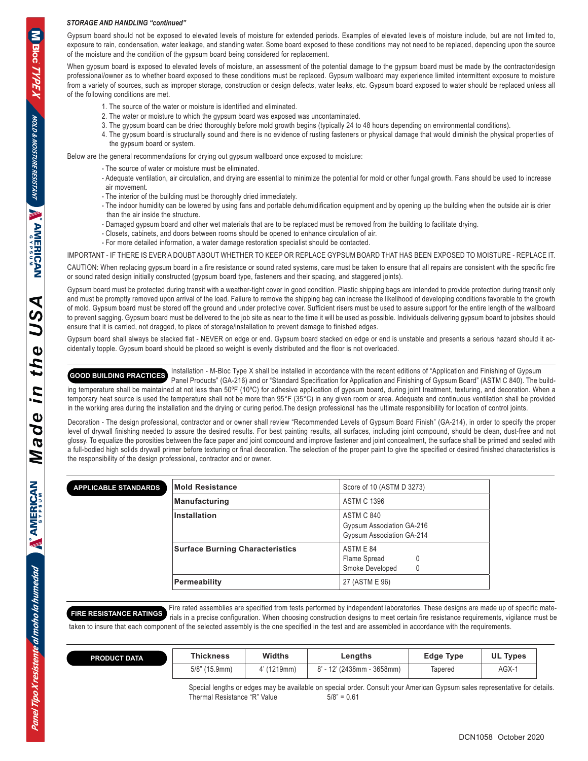*STORAGE AND HANDLING "continued"*

Gypsum board should not be exposed to elevated levels of moisture for extended periods. Examples of elevated levels of moisture include, but are not limited to, exposure to rain, condensation, water leakage, and standing water. Some board exposed to these conditions may not need to be replaced, depending upon the source of the moisture and the condition of the gypsum board being considered for replacement.

When gypsum board is exposed to elevated levels of moisture, an assessment of the potential damage to the gypsum board must be made by the contractor/design professional/owner as to whether board exposed to these conditions must be replaced. Gypsum wallboard may experience limited intermittent exposure to moisture from a variety of sources, such as improper storage, construction or design defects, water leaks, etc. Gypsum board exposed to water should be replaced unless all of the following conditions are met.

1. The source of the water or moisture is identified and eliminated.
2. The water or moisture to which the gypsum board was exposed was uncontaminated.
3. The gypsum board can be dried thoroughly before mold growth begins (typically 24 to 48 hours depending on environmental conditions).
4. The gypsum board is structurally sound and there is no evidence of rusting fasteners or physical damage that would diminish the physical properties of the gypsum board or system.

Below are the general recommendations for drying out gypsum wallboard once exposed to moisture:

- The source of water or moisture must be eliminated.
- Adequate ventilation, air circulation, and drying are essential to minimize the potential for mold or other fungal growth. Fans should be used to increase air movement.
- The interior of the building must be thoroughly dried immediately.
- The indoor humidity can be lowered by using fans and portable dehumidification equipment and by opening up the building when the outside air is drier than the air inside the structure.
- Damaged gypsum board and other wet materials that are to be replaced must be removed from the building to facilitate drying.
- Closets, cabinets, and doors between rooms should be opened to enhance circulation of air.
- For more detailed information, a water damage restoration specialist should be contacted.

IMPORTANT - IF THERE IS EVER A DOUBT ABOUT WHETHER TO KEEP OR REPLACE GYPSUM BOARD THAT HAS BEEN EXPOSED TO MOISTURE - REPLACE IT.

CAUTION: When replacing gypsum board in a fire resistance or sound rated systems, care must be taken to ensure that all repairs are consistent with the specific fire or sound rated design initially constructed (gypsum board type, fasteners and their spacing, and staggered joints).

Gypsum board must be protected during transit with a weather-tight cover in good condition. Plastic shipping bags are intended to provide protection during transit only and must be promptly removed upon arrival of the load. Failure to remove the shipping bag can increase the likelihood of developing conditions favorable to the growth of mold. Gypsum board must be stored off the ground and under protective cover. Sufficient risers must be used to assure support for the entire length of the wallboard to prevent sagging. Gypsum board must be delivered to the job site as near to the time it will be used as possible. Individuals delivering gypsum board to jobsites should ensure that it is carried, not dragged, to place of storage/installation to prevent damage to finished edges.

Gypsum board shall always be stacked flat - NEVER on edge or end. Gypsum board stacked on edge or end is unstable and presents a serious hazard should it accidentally topple. Gypsum board should be placed so weight is evenly distributed and the floor is not overloaded.

## GOOD BUILDING PRACTICES

Installation - M-Bloc Type X shall be installed in accordance with the recent editions of "Application and Finishing of Gypsum Panel Products" (GA-216) and or "Standard Specification for Application and Finishing of Gypsum Board" (ASTM C 840). The building temperature shall be maintained at not less than 50ºF (10ºC) for adhesive application of gypsum board, during joint treatment, texturing, and decoration. When a temporary heat source is used the temperature shall not be more than 95°F (35°C) in any given room or area. Adequate and continuous ventilation shall be provided in the working area during the installation and the drying or curing period.The design professional has the ultimate responsibility for location of control joints.

Decoration - The design professional, contractor and or owner shall review "Recommended Levels of Gypsum Board Finish" (GA-214), in order to specify the proper level of drywall finishing needed to assure the desired results. For best painting results, all surfaces, including joint compound, should be clean, dust-free and not glossy. To equalize the porosities between the face paper and joint compound and improve fastener and joint concealment, the surface shall be primed and sealed with a full-bodied high solids drywall primer before texturing or final decoration. The selection of the proper paint to give the specified or desired finished characteristics is the responsibility of the design professional, contractor and or owner.

## APPLICABLE STANDARDS

| | |
|---|---|
| **Mold Resistance** | Score of 10 (ASTM D 3273) |
| **Manufacturing** | ASTM C 1396 |
| **Installation** | ASTM C 840<br>Gypsum Association GA-216<br>Gypsum Association GA-214 |
| **Surface Burning Characteristics** | ASTM E 84<br>Flame Spread 0<br>Smoke Developed 0 |
| **Permeability** | 27 (ASTM E 96) |

## FIRE RESISTANCE RATINGS

Fire rated assemblies are specified from tests performed by independent laboratories. These designs are made up of specific materials in a precise configuration. When choosing construction designs to meet certain fire resistance requirements, vigilance must be taken to insure that each component of the selected assembly is the one specified in the test and are assembled in accordance with the requirements.

## PRODUCT DATA

| Thickness | Widths | Lengths | Edge Type | UL Types |
|---|---|---|---|---|
| 5/8" (15.9mm) | 4' (1219mm) | 8' - 12' (2438mm - 3658mm) | Tapered | AGX-1 |

Special lengths or edges may be available on special order. Consult your American Gypsum sales representative for details.
Thermal Resistance "R" Value 5/8" = 0.61

DCN1058 October 2020